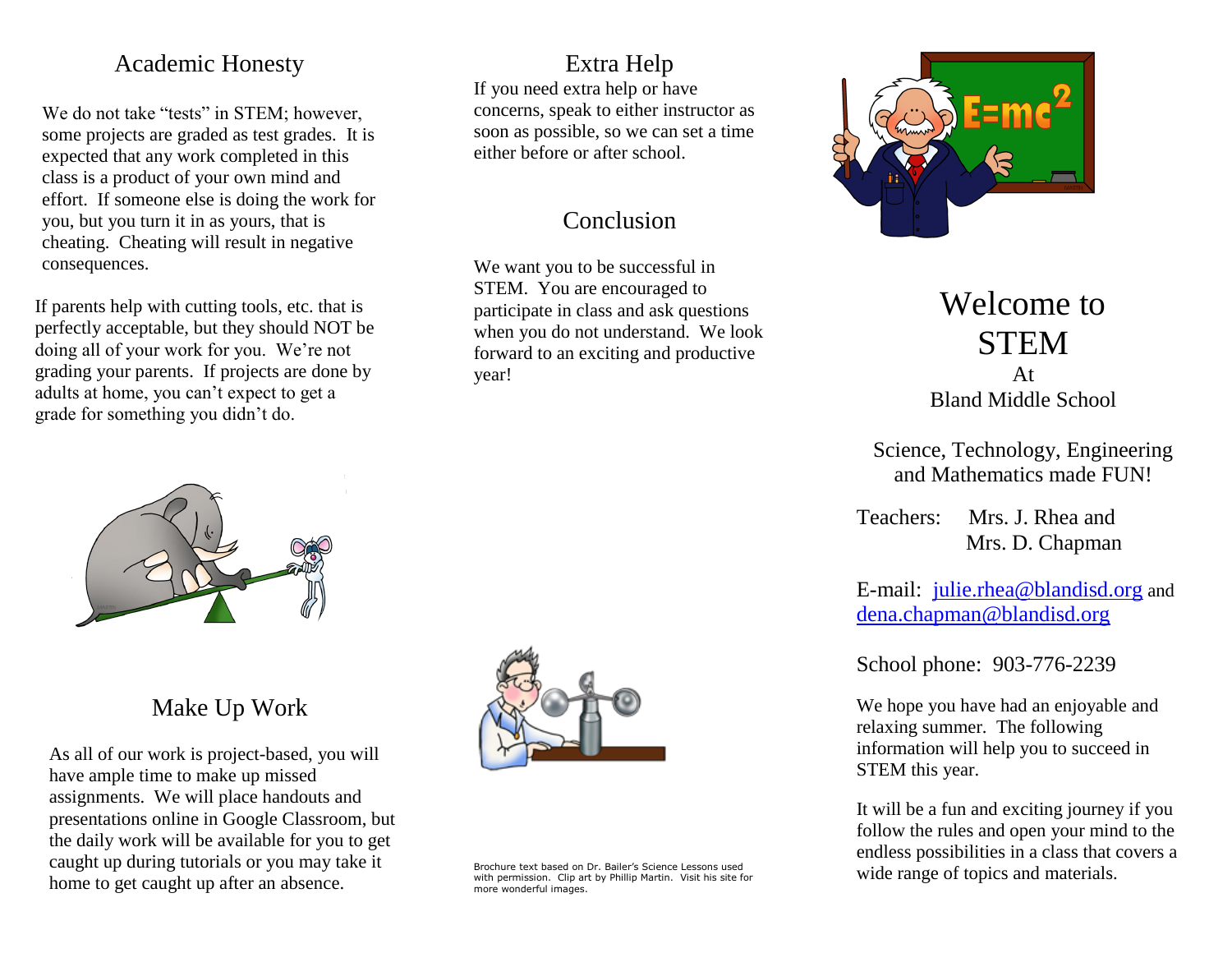## Academic Honesty

We do not take "tests" in STEM; however, some projects are graded as test grades. It is expected that any work completed in this class is a product of your own mind and effort. If someone else is doing the work for you, but you turn it in as yours, that is cheating. Cheating will result in negative consequences.

If parents help with cutting tools, etc. that is perfectly acceptable, but they should NOT be doing all of your work for you. We're not grading your parents. If projects are done by adults at home, you can't expect to get a grade for something you didn't do.

## Make Up Work

As all of our work is project-based, you will have ample time to make up missed assignments. We will place handouts and presentations online in Google Classroom, but the daily work will be available for you to get caught up during tutorials or you may take it home to get caught up after an absence.

## Extra Help

If you need extra help or have concerns, speak to either instructor as soon as possible, so we can set a time either before or after school.

## Conclusion

We want you to be successful in STEM. You are encouraged to participate in class and ask questions when you do not understand. We look forward to an exciting and productive year!

Brochure text based on Dr. Bailer's Science Lessons used with permission. Clip art by Phillip Martin. Visit his site for more wonderful images.

# Welcome to STEM

At

Bland Middle School

Science, Technology, Engineering and Mathematics made FUN!

Teachers: Mrs. J. Rhea and Mrs. D. Chapman

E-mail: julie.rhea@blandisd.org and dena.chapman@blandisd.org

School phone: 903-776-2239

We hope you have had an enjoyable and relaxing summer. The following information will help you to succeed in STEM this year.

It will be a fun and exciting journey if you follow the rules and open your mind to the endless possibilities in a class that covers a wide range of topics and materials.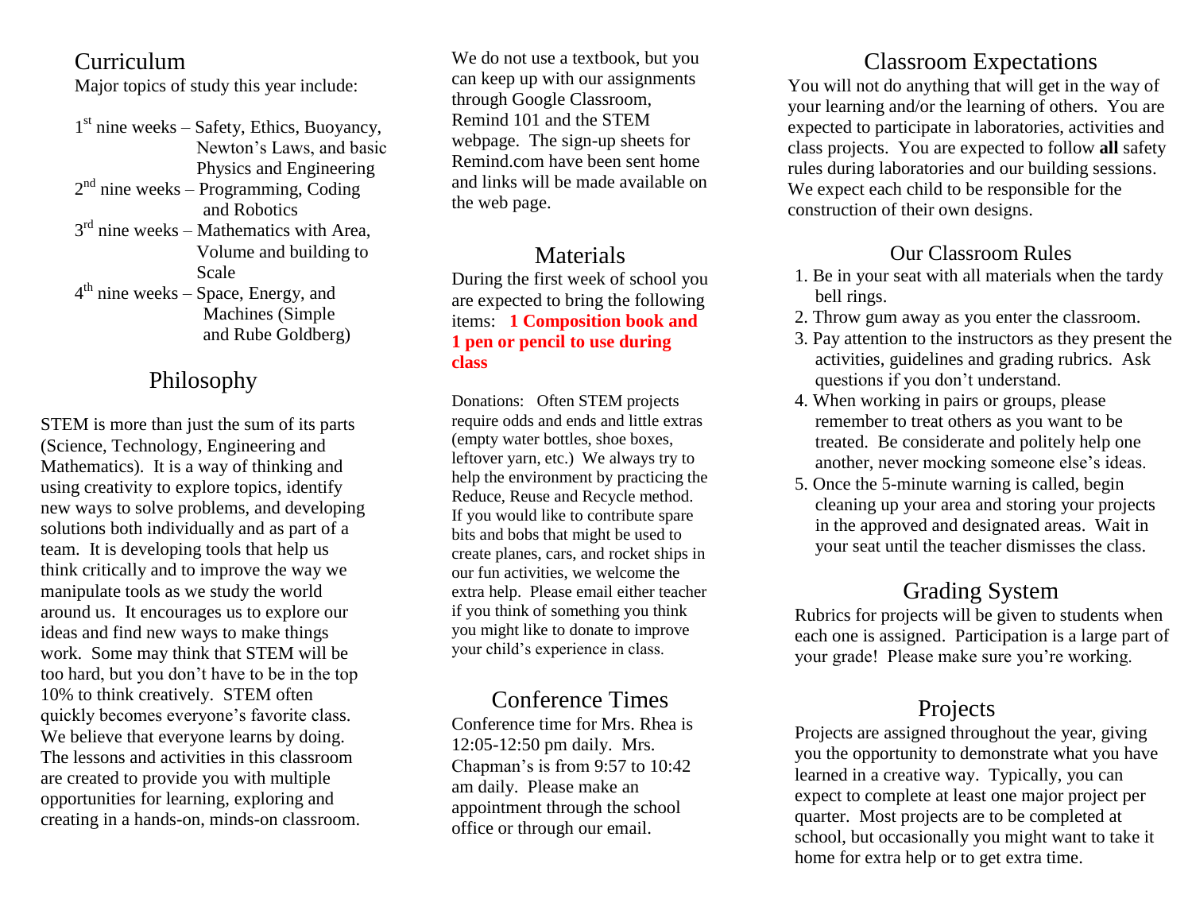## Curriculum

Major topics of study this year include:

1st nine weeks – Safety, Ethics, Buoyancy, Newton's Laws, and basic Physics and Engineering
2nd nine weeks – Programming, Coding and Robotics
3rd nine weeks – Mathematics with Area, Volume and building to Scale
4th nine weeks – Space, Energy, and Machines (Simple and Rube Goldberg)

## Philosophy

STEM is more than just the sum of its parts (Science, Technology, Engineering and Mathematics). It is a way of thinking and using creativity to explore topics, identify new ways to solve problems, and developing solutions both individually and as part of a team. It is developing tools that help us think critically and to improve the way we manipulate tools as we study the world around us. It encourages us to explore our ideas and find new ways to make things work. Some may think that STEM will be too hard, but you don't have to be in the top 10% to think creatively. STEM often quickly becomes everyone's favorite class. We believe that everyone learns by doing. The lessons and activities in this classroom are created to provide you with multiple opportunities for learning, exploring and creating in a hands-on, minds-on classroom.

We do not use a textbook, but you can keep up with our assignments through Google Classroom, Remind 101 and the STEM webpage. The sign-up sheets for Remind.com have been sent home and links will be made available on the web page.

## Materials

During the first week of school you are expected to bring the following items: **1 Composition book and 1 pen or pencil to use during class**

Donations: Often STEM projects require odds and ends and little extras (empty water bottles, shoe boxes, leftover yarn, etc.) We always try to help the environment by practicing the Reduce, Reuse and Recycle method. If you would like to contribute spare bits and bobs that might be used to create planes, cars, and rocket ships in our fun activities, we welcome the extra help. Please email either teacher if you think of something you think you might like to donate to improve your child's experience in class.

## Conference Times

Conference time for Mrs. Rhea is 12:05-12:50 pm daily. Mrs. Chapman's is from 9:57 to 10:42 am daily. Please make an appointment through the school office or through our email.

## Classroom Expectations

You will not do anything that will get in the way of your learning and/or the learning of others. You are expected to participate in laboratories, activities and class projects. You are expected to follow **all** safety rules during laboratories and our building sessions. We expect each child to be responsible for the construction of their own designs.

### Our Classroom Rules

1. Be in your seat with all materials when the tardy bell rings.
2. Throw gum away as you enter the classroom.
3. Pay attention to the instructors as they present the activities, guidelines and grading rubrics. Ask questions if you don't understand.
4. When working in pairs or groups, please remember to treat others as you want to be treated. Be considerate and politely help one another, never mocking someone else's ideas.
5. Once the 5-minute warning is called, begin cleaning up your area and storing your projects in the approved and designated areas. Wait in your seat until the teacher dismisses the class.

## Grading System

Rubrics for projects will be given to students when each one is assigned. Participation is a large part of your grade! Please make sure you're working.

## Projects

Projects are assigned throughout the year, giving you the opportunity to demonstrate what you have learned in a creative way. Typically, you can expect to complete at least one major project per quarter. Most projects are to be completed at school, but occasionally you might want to take it home for extra help or to get extra time.